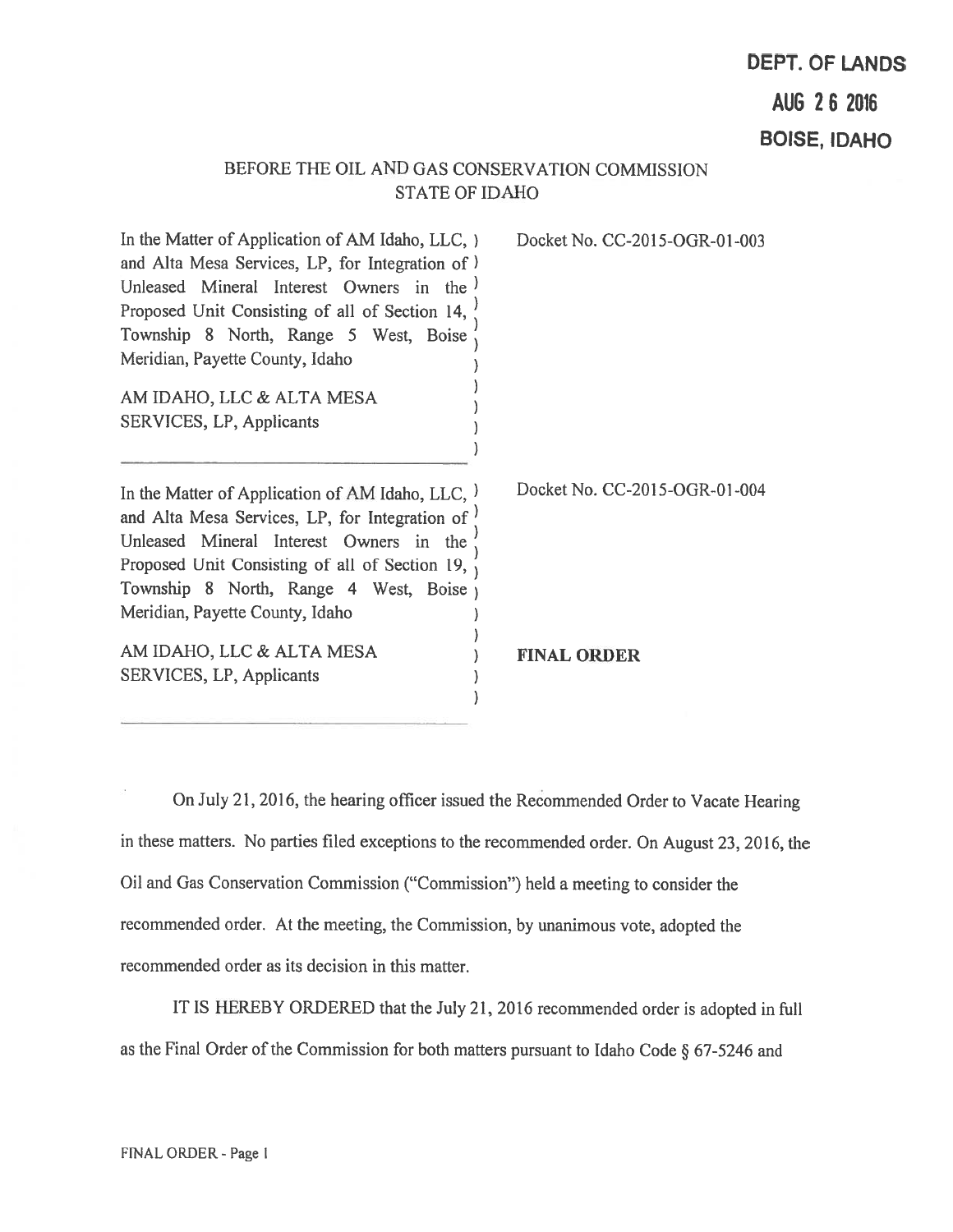**DEPT. OF LANDS**

**AUG 26 2016**

**BOISE, IDAHO**

BEFORE THE OIL AND GAS CONSERVATION COMMISSION
STATE OF IDAHO

| | |
|---|---|
| In the Matter of Application of AM Idaho, LLC, and Alta Mesa Services, LP, for Integration of Unleased Mineral Interest Owners in the Proposed Unit Consisting of all of Section 14, Township 8 North, Range 5 West, Boise Meridian, Payette County, Idaho<br><br>AM IDAHO, LLC & ALTA MESA SERVICES, LP, Applicants | Docket No. CC-2015-OGR-01-003 |
| In the Matter of Application of AM Idaho, LLC, and Alta Mesa Services, LP, for Integration of Unleased Mineral Interest Owners in the Proposed Unit Consisting of all of Section 19, Township 8 North, Range 4 West, Boise Meridian, Payette County, Idaho<br><br>AM IDAHO, LLC & ALTA MESA SERVICES, LP, Applicants | Docket No. CC-2015-OGR-01-004<br><br>**FINAL ORDER** |

On July 21, 2016, the hearing officer issued the Recommended Order to Vacate Hearing in these matters. No parties filed exceptions to the recommended order. On August 23, 2016, the Oil and Gas Conservation Commission ("Commission") held a meeting to consider the recommended order. At the meeting, the Commission, by unanimous vote, adopted the recommended order as its decision in this matter.

IT IS HEREBY ORDERED that the July 21, 2016 recommended order is adopted in full as the Final Order of the Commission for both matters pursuant to Idaho Code § 67-5246 and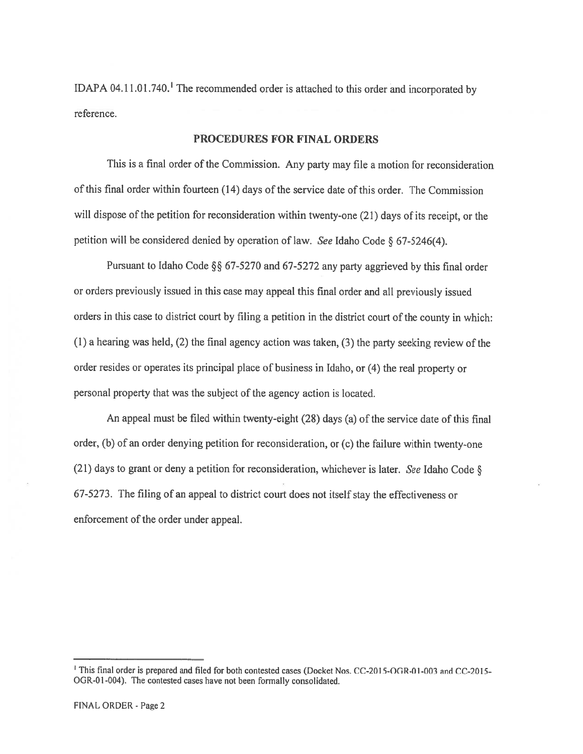IDAPA 04.11.01.740.[1] The recommended order is attached to this order and incorporated by reference.

## PROCEDURES FOR FINAL ORDERS

This is a final order of the Commission. Any party may file a motion for reconsideration of this final order within fourteen (14) days of the service date of this order. The Commission will dispose of the petition for reconsideration within twenty-one (21) days of its receipt, or the petition will be considered denied by operation of law. *See* Idaho Code § 67-5246(4).

Pursuant to Idaho Code §§ 67-5270 and 67-5272 any party aggrieved by this final order or orders previously issued in this case may appeal this final order and all previously issued orders in this case to district court by filing a petition in the district court of the county in which: (1) a hearing was held, (2) the final agency action was taken, (3) the party seeking review of the order resides or operates its principal place of business in Idaho, or (4) the real property or personal property that was the subject of the agency action is located.

An appeal must be filed within twenty-eight (28) days (a) of the service date of this final order, (b) of an order denying petition for reconsideration, or (c) the failure within twenty-one (21) days to grant or deny a petition for reconsideration, whichever is later. *See* Idaho Code § 67-5273. The filing of an appeal to district court does not itself stay the effectiveness or enforcement of the order under appeal.

---

[1] This final order is prepared and filed for both contested cases (Docket Nos. CC-2015-OGR-01-003 and CC-2015-OGR-01-004). The contested cases have not been formally consolidated.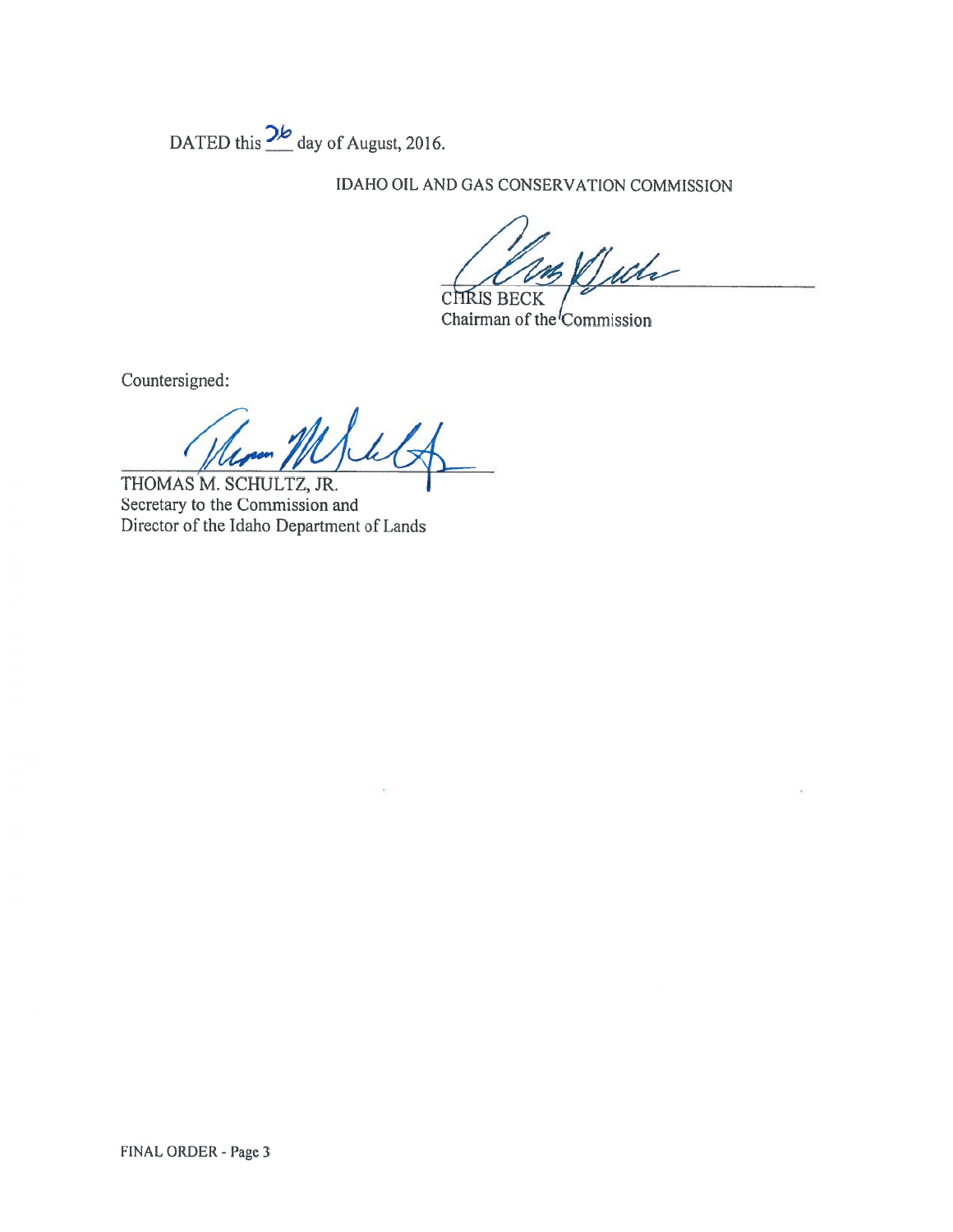DATED this 26 day of August, 2016.

IDAHO OIL AND GAS CONSERVATION COMMISSION

CHRIS BECK
Chairman of the Commission

Countersigned:

THOMAS M. SCHULTZ, JR.
Secretary to the Commission and
Director of the Idaho Department of Lands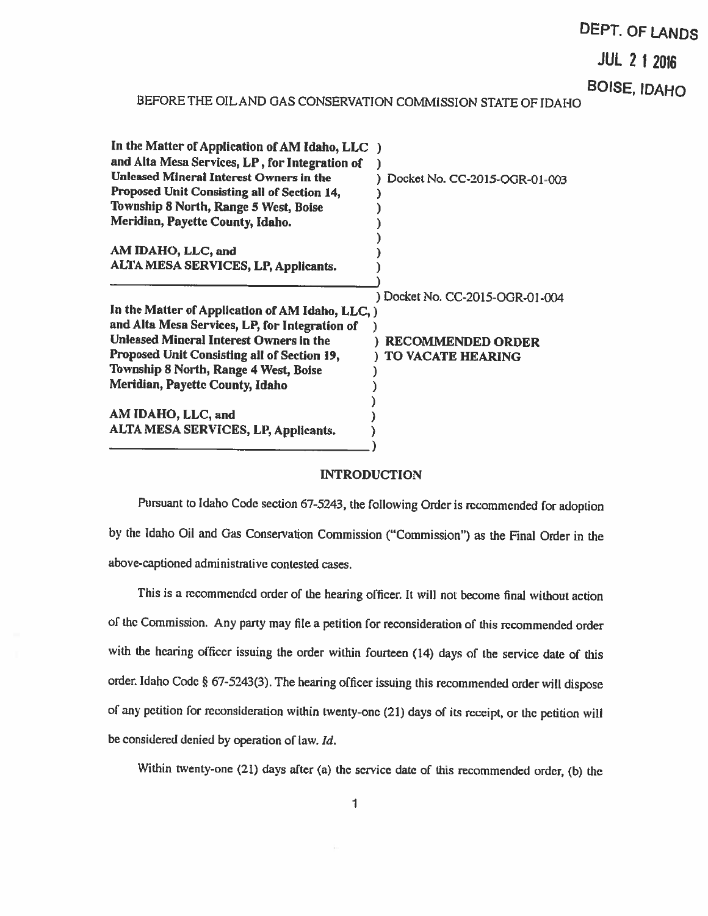DEPT. OF LANDS

JUL 2 1 2016

BOISE, IDAHO

BEFORE THE OIL AND GAS CONSERVATION COMMISSION STATE OF IDAHO

| | |
|---|---|
| **In the Matter of Application of AM Idaho, LLC and Alta Mesa Services, LP, for Integration of Unleased Mineral Interest Owners in the Proposed Unit Consisting all of Section 14, Township 8 North, Range 5 West, Boise Meridian, Payette County, Idaho.**<br><br>**AM IDAHO, LLC, and ALTA MESA SERVICES, LP, Applicants.** | Docket No. CC-2015-OGR-01-003 |
| **In the Matter of Application of AM Idaho, LLC, and Alta Mesa Services, LP, for Integration of Unleased Mineral Interest Owners in the Proposed Unit Consisting all of Section 19, Township 8 North, Range 4 West, Boise Meridian, Payette County, Idaho**<br><br>**AM IDAHO, LLC, and ALTA MESA SERVICES, LP, Applicants.** | Docket No. CC-2015-OGR-01-004<br><br>**RECOMMENDED ORDER TO VACATE HEARING** |

## INTRODUCTION

Pursuant to Idaho Code section 67-5243, the following Order is recommended for adoption by the Idaho Oil and Gas Conservation Commission ("Commission") as the Final Order in the above-captioned administrative contested cases.

This is a recommended order of the hearing officer. It will not become final without action of the Commission. Any party may file a petition for reconsideration of this recommended order with the hearing officer issuing the order within fourteen (14) days of the service date of this order. Idaho Code § 67-5243(3). The hearing officer issuing this recommended order will dispose of any petition for reconsideration within twenty-one (21) days of its receipt, or the petition will be considered denied by operation of law. *Id.*

Within twenty-one (21) days after (a) the service date of this recommended order, (b) the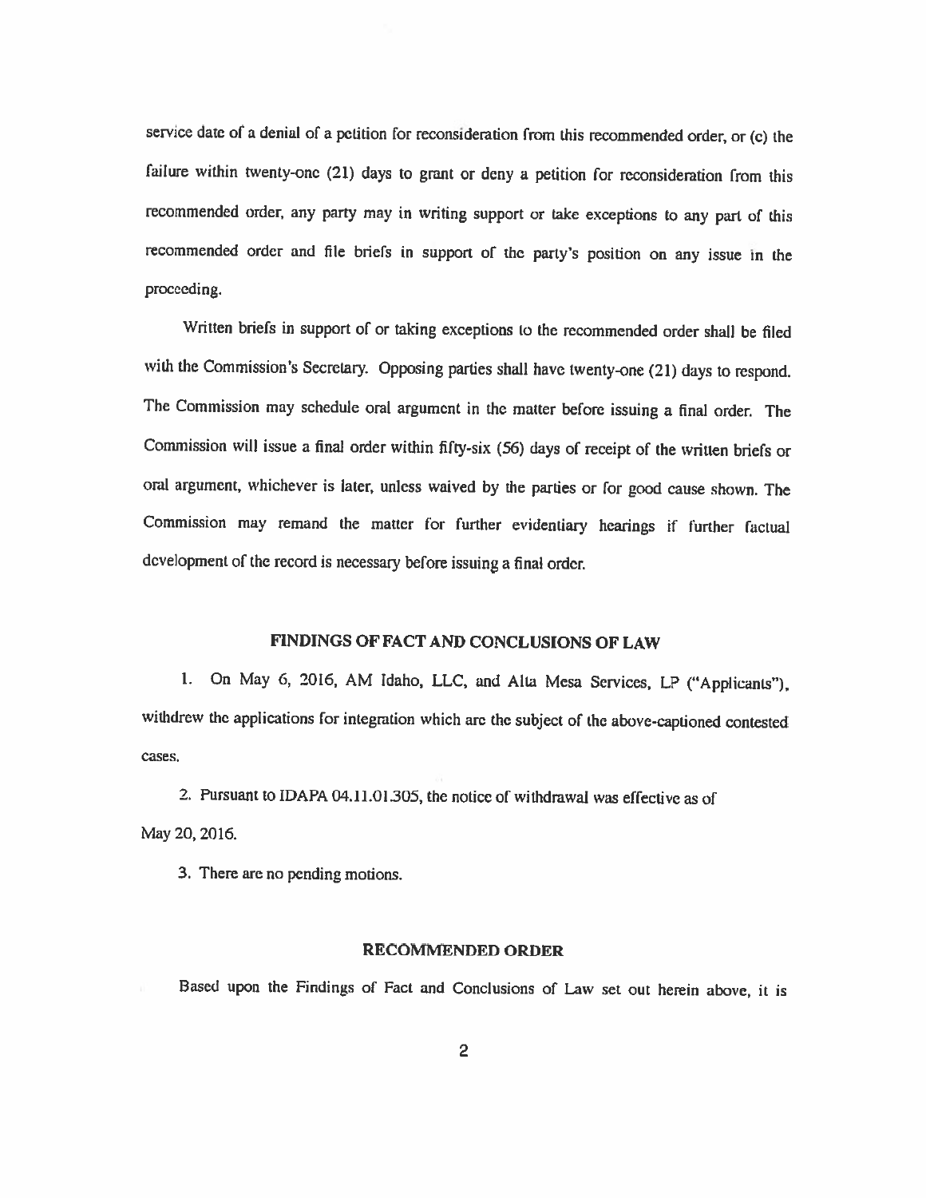service date of a denial of a petition for reconsideration from this recommended order, or (c) the failure within twenty-one (21) days to grant or deny a petition for reconsideration from this recommended order, any party may in writing support or take exceptions to any part of this recommended order and file briefs in support of the party's position on any issue in the proceeding.

Written briefs in support of or taking exceptions to the recommended order shall be filed with the Commission's Secretary. Opposing parties shall have twenty-one (21) days to respond. The Commission may schedule oral argument in the matter before issuing a final order. The Commission will issue a final order within fifty-six (56) days of receipt of the written briefs or oral argument, whichever is later, unless waived by the parties or for good cause shown. The Commission may remand the matter for further evidentiary hearings if further factual development of the record is necessary before issuing a final order.

## FINDINGS OF FACT AND CONCLUSIONS OF LAW

1. On May 6, 2016, AM Idaho, LLC, and Alta Mesa Services, LP ("Applicants"), withdrew the applications for integration which are the subject of the above-captioned contested cases.

2. Pursuant to IDAPA 04.11.01.305, the notice of withdrawal was effective as of May 20, 2016.

3. There are no pending motions.

## RECOMMENDED ORDER

Based upon the Findings of Fact and Conclusions of Law set out herein above, it is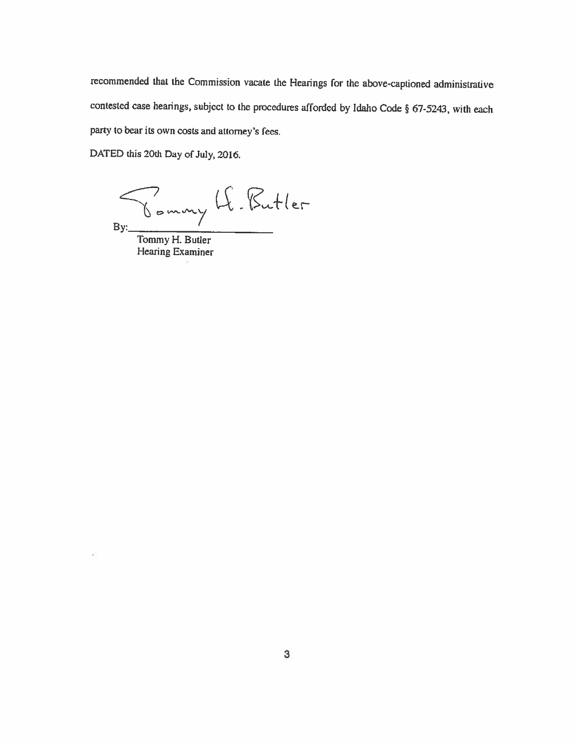recommended that the Commission vacate the Hearings for the above-captioned administrative contested case hearings, subject to the procedures afforded by Idaho Code § 67-5243, with each party to bear its own costs and attorney's fees.

DATED this 20th Day of July, 2016.

By: Tommy H. Butler

Tommy H. Butler
Hearing Examiner